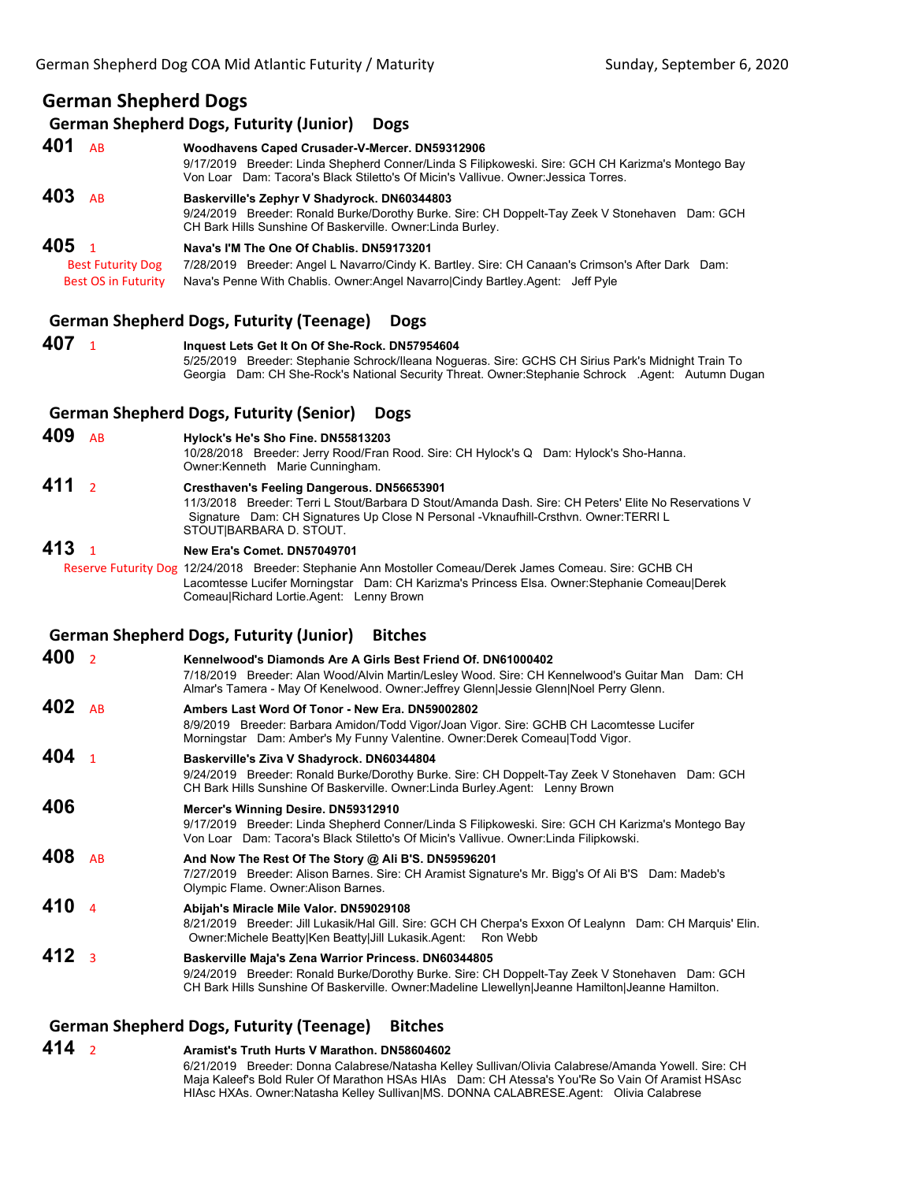## German Shepherd Dogs

### German Shepherd Dogs, Futurity (Junior) Dogs

**401** AB
**Woodhavens Caped Crusader-V-Mercer. DN59312906**
9/17/2019 Breeder: Linda Shepherd Conner/Linda S Filipkoweski. Sire: GCH CH Karizma's Montego Bay Von Loar Dam: Tacora's Black Stiletto's Of Micin's Vallivue. Owner:Jessica Torres.

**403** AB
**Baskerville's Zephyr V Shadyrock. DN60344803**
9/24/2019 Breeder: Ronald Burke/Dorothy Burke. Sire: CH Doppelt-Tay Zeek V Stonehaven Dam: GCH CH Bark Hills Sunshine Of Baskerville. Owner:Linda Burley.

**405** 1
Best Futurity Dog
Best OS in Futurity
**Nava's I'M The One Of Chablis. DN59173201**
7/28/2019 Breeder: Angel L Navarro/Cindy K. Bartley. Sire: CH Canaan's Crimson's After Dark Dam: Nava's Penne With Chablis. Owner:Angel Navarro|Cindy Bartley.Agent: Jeff Pyle

### German Shepherd Dogs, Futurity (Teenage) Dogs

**407** 1
**Inquest Lets Get It On Of She-Rock. DN57954604**
5/25/2019 Breeder: Stephanie Schrock/Ileana Nogueras. Sire: GCHS CH Sirius Park's Midnight Train To Georgia Dam: CH She-Rock's National Security Threat. Owner:Stephanie Schrock .Agent: Autumn Dugan

### German Shepherd Dogs, Futurity (Senior) Dogs

**409** AB
**Hylock's He's Sho Fine. DN55813203**
10/28/2018 Breeder: Jerry Rood/Fran Rood. Sire: CH Hylock's Q Dam: Hylock's Sho-Hanna. Owner:Kenneth Marie Cunningham.

**411** 2
**Cresthaven's Feeling Dangerous. DN56653901**
11/3/2018 Breeder: Terri L Stout/Barbara D Stout/Amanda Dash. Sire: CH Peters' Elite No Reservations V Signature Dam: CH Signatures Up Close N Personal -Vknaufhill-Crsthvn. Owner:TERRI L STOUT|BARBARA D. STOUT.

**413** 1
Reserve Futurity Dog
**New Era's Comet. DN57049701**
12/24/2018 Breeder: Stephanie Ann Mostoller Comeau/Derek James Comeau. Sire: GCHB CH Lacomtesse Lucifer Morningstar Dam: CH Karizma's Princess Elsa. Owner:Stephanie Comeau|Derek Comeau|Richard Lortie.Agent: Lenny Brown

### German Shepherd Dogs, Futurity (Junior) Bitches

**400** 2
**Kennelwood's Diamonds Are A Girls Best Friend Of. DN61000402**
7/18/2019 Breeder: Alan Wood/Alvin Martin/Lesley Wood. Sire: CH Kennelwood's Guitar Man Dam: CH Almar's Tamera - May Of Kenelwood. Owner:Jeffrey Glenn|Jessie Glenn|Noel Perry Glenn.

**402** AB
**Ambers Last Word Of Tonor - New Era. DN59002802**
8/9/2019 Breeder: Barbara Amidon/Todd Vigor/Joan Vigor. Sire: GCHB CH Lacomtesse Lucifer Morningstar Dam: Amber's My Funny Valentine. Owner:Derek Comeau|Todd Vigor.

**404** 1
**Baskerville's Ziva V Shadyrock. DN60344804**
9/24/2019 Breeder: Ronald Burke/Dorothy Burke. Sire: CH Doppelt-Tay Zeek V Stonehaven Dam: GCH CH Bark Hills Sunshine Of Baskerville. Owner:Linda Burley.Agent: Lenny Brown

**406**
**Mercer's Winning Desire. DN59312910**
9/17/2019 Breeder: Linda Shepherd Conner/Linda S Filipkoweski. Sire: GCH CH Karizma's Montego Bay Von Loar Dam: Tacora's Black Stiletto's Of Micin's Vallivue. Owner:Linda Filipkowski.

**408** AB
**And Now The Rest Of The Story @ Ali B'S. DN59596201**
7/27/2019 Breeder: Alison Barnes. Sire: CH Aramist Signature's Mr. Bigg's Of Ali B'S Dam: Madeb's Olympic Flame. Owner:Alison Barnes.

**410** 4
**Abijah's Miracle Mile Valor. DN59029108**
8/21/2019 Breeder: Jill Lukasik/Hal Gill. Sire: GCH CH Cherpa's Exxon Of Lealynn Dam: CH Marquis' Elin. Owner:Michele Beatty|Ken Beatty|Jill Lukasik.Agent: Ron Webb

**412** 3
**Baskerville Maja's Zena Warrior Princess. DN60344805**
9/24/2019 Breeder: Ronald Burke/Dorothy Burke. Sire: CH Doppelt-Tay Zeek V Stonehaven Dam: GCH CH Bark Hills Sunshine Of Baskerville. Owner:Madeline Llewellyn|Jeanne Hamilton|Jeanne Hamilton.

### German Shepherd Dogs, Futurity (Teenage) Bitches

**414** 2
**Aramist's Truth Hurts V Marathon. DN58604602**
6/21/2019 Breeder: Donna Calabrese/Natasha Kelley Sullivan/Olivia Calabrese/Amanda Yowell. Sire: CH Maja Kaleef's Bold Ruler Of Marathon HSAs HIAs Dam: CH Atessa's You'Re So Vain Of Aramist HSAsc HIAsc HXAs. Owner:Natasha Kelley Sullivan|MS. DONNA CALABRESE.Agent: Olivia Calabrese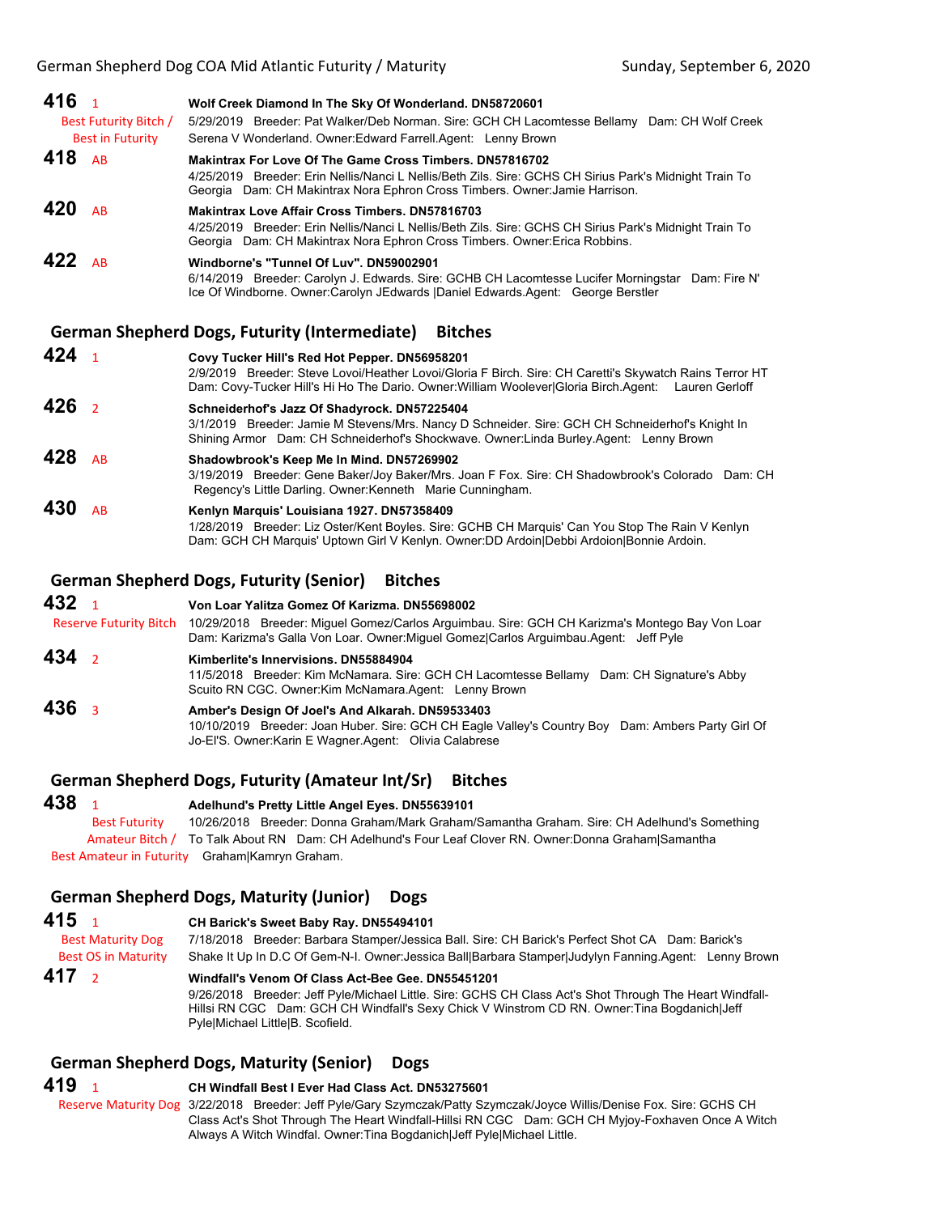**416** 1 Best Futurity Bitch / Best in Futurity

**Wolf Creek Diamond In The Sky Of Wonderland. DN58720601**
5/29/2019 Breeder: Pat Walker/Deb Norman. Sire: GCH CH Lacomtesse Bellamy Dam: CH Wolf Creek Serena V Wonderland. Owner:Edward Farrell.Agent: Lenny Brown

**418** AB

**Makintrax For Love Of The Game Cross Timbers. DN57816702**
4/25/2019 Breeder: Erin Nellis/Nanci L Nellis/Beth Zils. Sire: GCHS CH Sirius Park's Midnight Train To Georgia Dam: CH Makintrax Nora Ephron Cross Timbers. Owner:Jamie Harrison.

**420** AB

**Makintrax Love Affair Cross Timbers. DN57816703**
4/25/2019 Breeder: Erin Nellis/Nanci L Nellis/Beth Zils. Sire: GCHS CH Sirius Park's Midnight Train To Georgia Dam: CH Makintrax Nora Ephron Cross Timbers. Owner:Erica Robbins.

**422** AB

**Windborne's "Tunnel Of Luv". DN59002901**
6/14/2019 Breeder: Carolyn J. Edwards. Sire: GCHB CH Lacomtesse Lucifer Morningstar Dam: Fire N' Ice Of Windborne. Owner:Carolyn JEdwards |Daniel Edwards.Agent: George Berstler

## German Shepherd Dogs, Futurity (Intermediate) Bitches

**424** 1

**Covy Tucker Hill's Red Hot Pepper. DN56958201**
2/9/2019 Breeder: Steve Lovoi/Heather Lovoi/Gloria F Birch. Sire: CH Caretti's Skywatch Rains Terror HT Dam: Covy-Tucker Hill's Hi Ho The Dario. Owner:William Woolever|Gloria Birch.Agent: Lauren Gerloff

**426** 2

**Schneiderhof's Jazz Of Shadyrock. DN57225404**
3/1/2019 Breeder: Jamie M Stevens/Mrs. Nancy D Schneider. Sire: GCH CH Schneiderhof's Knight In Shining Armor Dam: CH Schneiderhof's Shockwave. Owner:Linda Burley.Agent: Lenny Brown

**428** AB

**Shadowbrook's Keep Me In Mind. DN57269902**
3/19/2019 Breeder: Gene Baker/Joy Baker/Mrs. Joan F Fox. Sire: CH Shadowbrook's Colorado Dam: CH Regency's Little Darling. Owner:Kenneth Marie Cunningham.

**430** AB

**Kenlyn Marquis' Louisiana 1927. DN57358409**
1/28/2019 Breeder: Liz Oster/Kent Boyles. Sire: GCHB CH Marquis' Can You Stop The Rain V Kenlyn Dam: GCH CH Marquis' Uptown Girl V Kenlyn. Owner:DD Ardoin|Debbi Ardoion|Bonnie Ardoin.

## German Shepherd Dogs, Futurity (Senior) Bitches

**432** 1 Reserve Futurity Bitch

**Von Loar Yalitza Gomez Of Karizma. DN55698002**
10/29/2018 Breeder: Miguel Gomez/Carlos Arguimbau. Sire: GCH CH Karizma's Montego Bay Von Loar Dam: Karizma's Galla Von Loar. Owner:Miguel Gomez|Carlos Arguimbau.Agent: Jeff Pyle

**434** 2

**Kimberlite's Innervisions. DN55884904**
11/5/2018 Breeder: Kim McNamara. Sire: GCH CH Lacomtesse Bellamy Dam: CH Signature's Abby Scuito RN CGC. Owner:Kim McNamara.Agent: Lenny Brown

**436** 3

**Amber's Design Of Joel's And Alkarah. DN59533403**
10/10/2019 Breeder: Joan Huber. Sire: GCH CH Eagle Valley's Country Boy Dam: Ambers Party Girl Of Jo-El'S. Owner:Karin E Wagner.Agent: Olivia Calabrese

## German Shepherd Dogs, Futurity (Amateur Int/Sr) Bitches

**438** 1 Best Futurity Amateur Bitch / Best Amateur in Futurity

**Adelhund's Pretty Little Angel Eyes. DN55639101**
10/26/2018 Breeder: Donna Graham/Mark Graham/Samantha Graham. Sire: CH Adelhund's Something To Talk About RN Dam: CH Adelhund's Four Leaf Clover RN. Owner:Donna Graham|Samantha Graham|Kamryn Graham.

## German Shepherd Dogs, Maturity (Junior) Dogs

**415** 1 Best Maturity Dog / Best OS in Maturity

**CH Barick's Sweet Baby Ray. DN55494101**
7/18/2018 Breeder: Barbara Stamper/Jessica Ball. Sire: CH Barick's Perfect Shot CA Dam: Barick's Shake It Up In D.C Of Gem-N-I. Owner:Jessica Ball|Barbara Stamper|Judylyn Fanning.Agent: Lenny Brown

**417** 2

**Windfall's Venom Of Class Act-Bee Gee. DN55451201**
9/26/2018 Breeder: Jeff Pyle/Michael Little. Sire: GCHS CH Class Act's Shot Through The Heart Windfall-Hillsi RN CGC Dam: GCH CH Windfall's Sexy Chick V Winstrom CD RN. Owner:Tina Bogdanich|Jeff Pyle|Michael Little|B. Scofield.

## German Shepherd Dogs, Maturity (Senior) Dogs

**419** 1 Reserve Maturity Dog

**CH Windfall Best I Ever Had Class Act. DN53275601**
3/22/2018 Breeder: Jeff Pyle/Gary Szymczak/Patty Szymczak/Joyce Willis/Denise Fox. Sire: GCHS CH Class Act's Shot Through The Heart Windfall-Hillsi RN CGC Dam: GCH CH Myjoy-Foxhaven Once A Witch Always A Witch Windfal. Owner:Tina Bogdanich|Jeff Pyle|Michael Little.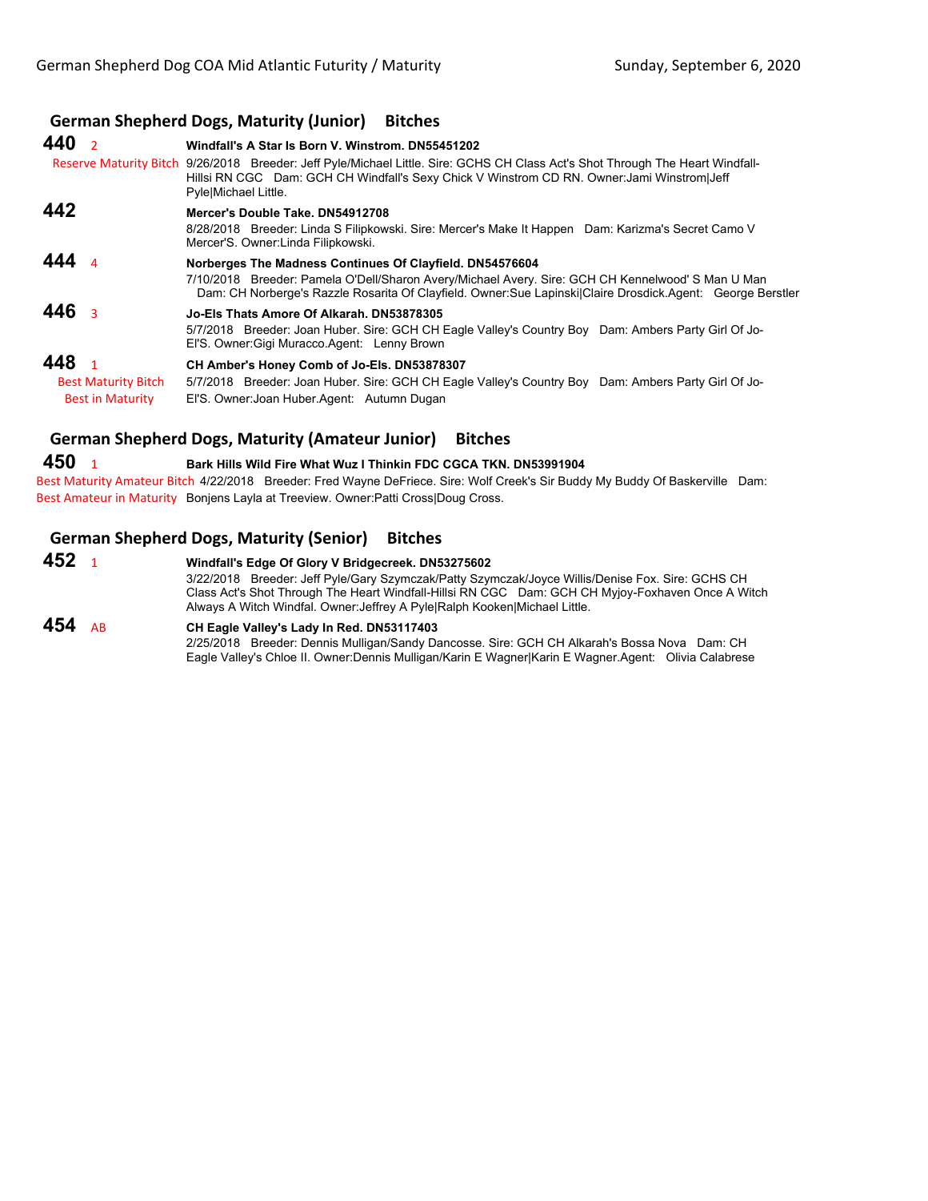German Shepherd Dog COA Mid Atlantic Futurity / Maturity — Sunday, September 6, 2020

## German Shepherd Dogs, Maturity (Junior) Bitches

**440** 2 — Reserve Maturity Bitch
**Windfall's A Star Is Born V. Winstrom. DN55451202**
9/26/2018 Breeder: Jeff Pyle/Michael Little. Sire: GCHS CH Class Act's Shot Through The Heart Windfall-Hillsi RN CGC Dam: GCH CH Windfall's Sexy Chick V Winstrom CD RN. Owner:Jami Winstrom|Jeff Pyle|Michael Little.

**442**
**Mercer's Double Take. DN54912708**
8/28/2018 Breeder: Linda S Filipkowski. Sire: Mercer's Make It Happen Dam: Karizma's Secret Camo V Mercer'S. Owner:Linda Filipkowski.

**444** 4
**Norberges The Madness Continues Of Clayfield. DN54576604**
7/10/2018 Breeder: Pamela O'Dell/Sharon Avery/Michael Avery. Sire: GCH CH Kennelwood' S Man U Man Dam: CH Norberge's Razzle Rosarita Of Clayfield. Owner:Sue Lapinski|Claire Drosdick.Agent: George Berstler

**446** 3
**Jo-Els Thats Amore Of Alkarah. DN53878305**
5/7/2018 Breeder: Joan Huber. Sire: GCH CH Eagle Valley's Country Boy Dam: Ambers Party Girl Of Jo-El'S. Owner:Gigi Muracco.Agent: Lenny Brown

**448** 1 — Best Maturity Bitch, Best in Maturity
**CH Amber's Honey Comb of Jo-Els. DN53878307**
5/7/2018 Breeder: Joan Huber. Sire: GCH CH Eagle Valley's Country Boy Dam: Ambers Party Girl Of Jo-El'S. Owner:Joan Huber.Agent: Autumn Dugan

## German Shepherd Dogs, Maturity (Amateur Junior) Bitches

**450** 1 — Best Maturity Amateur Bitch, Best Amateur in Maturity
**Bark Hills Wild Fire What Wuz I Thinkin FDC CGCA TKN. DN53991904**
4/22/2018 Breeder: Fred Wayne DeFriece. Sire: Wolf Creek's Sir Buddy My Buddy Of Baskerville Dam: Bonjens Layla at Treeview. Owner:Patti Cross|Doug Cross.

## German Shepherd Dogs, Maturity (Senior) Bitches

**452** 1
**Windfall's Edge Of Glory V Bridgecreek. DN53275602**
3/22/2018 Breeder: Jeff Pyle/Gary Szymczak/Patty Szymczak/Joyce Willis/Denise Fox. Sire: GCHS CH Class Act's Shot Through The Heart Windfall-Hillsi RN CGC Dam: GCH CH Myjoy-Foxhaven Once A Witch Always A Witch Windfal. Owner:Jeffrey A Pyle|Ralph Kooken|Michael Little.

**454** AB
**CH Eagle Valley's Lady In Red. DN53117403**
2/25/2018 Breeder: Dennis Mulligan/Sandy Dancosse. Sire: GCH CH Alkarah's Bossa Nova Dam: CH Eagle Valley's Chloe II. Owner:Dennis Mulligan/Karin E Wagner|Karin E Wagner.Agent: Olivia Calabrese